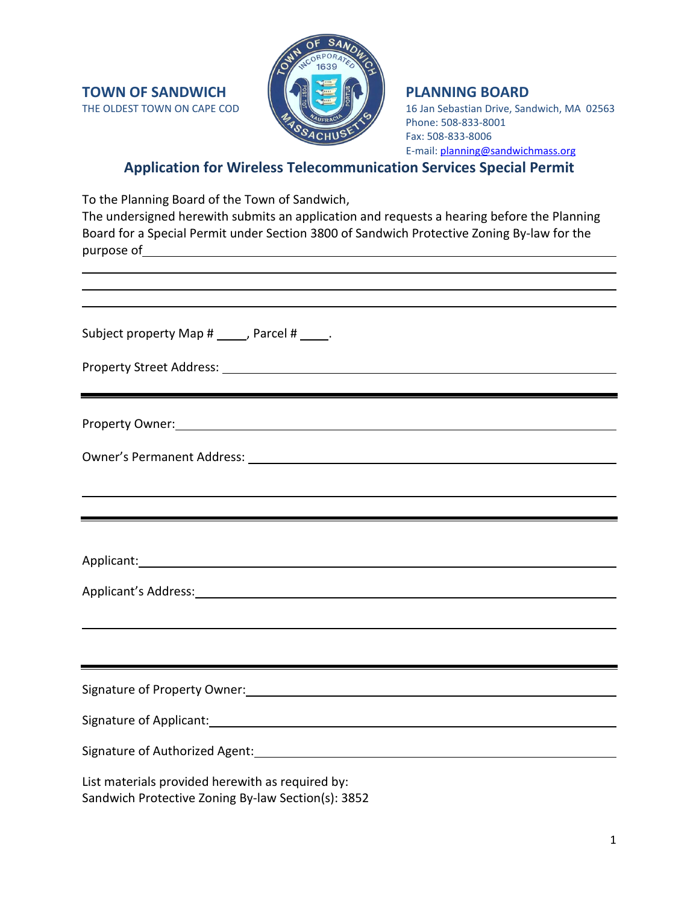**TOWN OF SANDWICH**
THE OLDEST TOWN ON CAPE COD

**PLANNING BOARD**
16 Jan Sebastian Drive, Sandwich, MA 02563
Phone: 508-833-8001
Fax: 508-833-8006
E-mail: planning@sandwichmass.org

## Application for Wireless Telecommunication Services Special Permit

To the Planning Board of the Town of Sandwich,
The undersigned herewith submits an application and requests a hearing before the Planning Board for a Special Permit under Section 3800 of Sandwich Protective Zoning By-law for the purpose of ____________________________________________

______________________________________________________________

______________________________________________________________

______________________________________________________________

Subject property Map # _____, Parcel # _____.

Property Street Address: ______________________________________________

---

Property Owner: ______________________________________________

Owner's Permanent Address: ______________________________________________

______________________________________________________________

---

Applicant: ______________________________________________

Applicant's Address: ______________________________________________

______________________________________________________________

---

Signature of Property Owner: ______________________________________________

Signature of Applicant: ______________________________________________

Signature of Authorized Agent: ______________________________________________

List materials provided herewith as required by:
Sandwich Protective Zoning By-law Section(s): 3852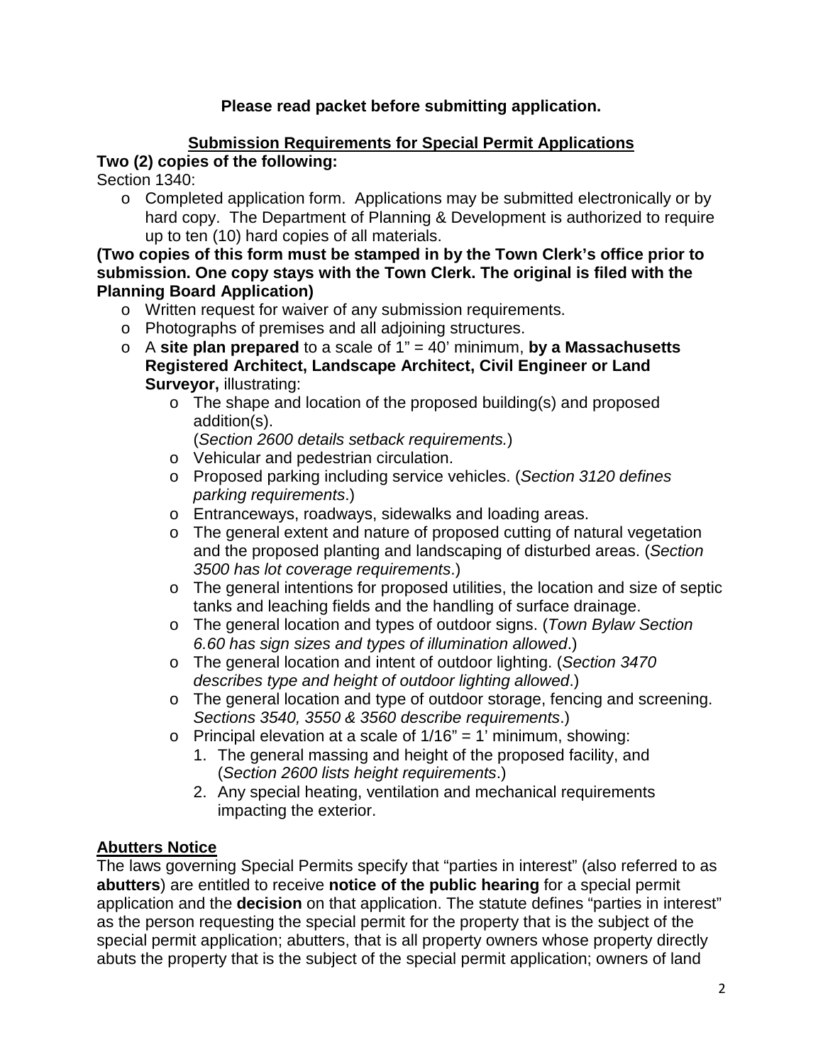**Please read packet before submitting application.**

## Submission Requirements for Special Permit Applications

**Two (2) copies of the following:**

Section 1340:

- Completed application form. Applications may be submitted electronically or by hard copy. The Department of Planning & Development is authorized to require up to ten (10) hard copies of all materials.

**(Two copies of this form must be stamped in by the Town Clerk's office prior to submission. One copy stays with the Town Clerk. The original is filed with the Planning Board Application)**

- Written request for waiver of any submission requirements.
- Photographs of premises and all adjoining structures.
- A **site plan prepared** to a scale of 1" = 40' minimum, **by a Massachusetts Registered Architect, Landscape Architect, Civil Engineer or Land Surveyor,** illustrating:
  - The shape and location of the proposed building(s) and proposed addition(s). (*Section 2600 details setback requirements.*)
  - Vehicular and pedestrian circulation.
  - Proposed parking including service vehicles. (*Section 3120 defines parking requirements*.)
  - Entranceways, roadways, sidewalks and loading areas.
  - The general extent and nature of proposed cutting of natural vegetation and the proposed planting and landscaping of disturbed areas. (*Section 3500 has lot coverage requirements*.)
  - The general intentions for proposed utilities, the location and size of septic tanks and leaching fields and the handling of surface drainage.
  - The general location and types of outdoor signs. (*Town Bylaw Section 6.60 has sign sizes and types of illumination allowed*.)
  - The general location and intent of outdoor lighting. (*Section 3470 describes type and height of outdoor lighting allowed*.)
  - The general location and type of outdoor storage, fencing and screening. *Sections 3540, 3550 & 3560 describe requirements*.)
  - Principal elevation at a scale of 1/16" = 1' minimum, showing:
    1. The general massing and height of the proposed facility, and (*Section 2600 lists height requirements*.)
    2. Any special heating, ventilation and mechanical requirements impacting the exterior.

## Abutters Notice

The laws governing Special Permits specify that "parties in interest" (also referred to as **abutters**) are entitled to receive **notice of the public hearing** for a special permit application and the **decision** on that application. The statute defines "parties in interest" as the person requesting the special permit for the property that is the subject of the special permit application; abutters, that is all property owners whose property directly abuts the property that is the subject of the special permit application; owners of land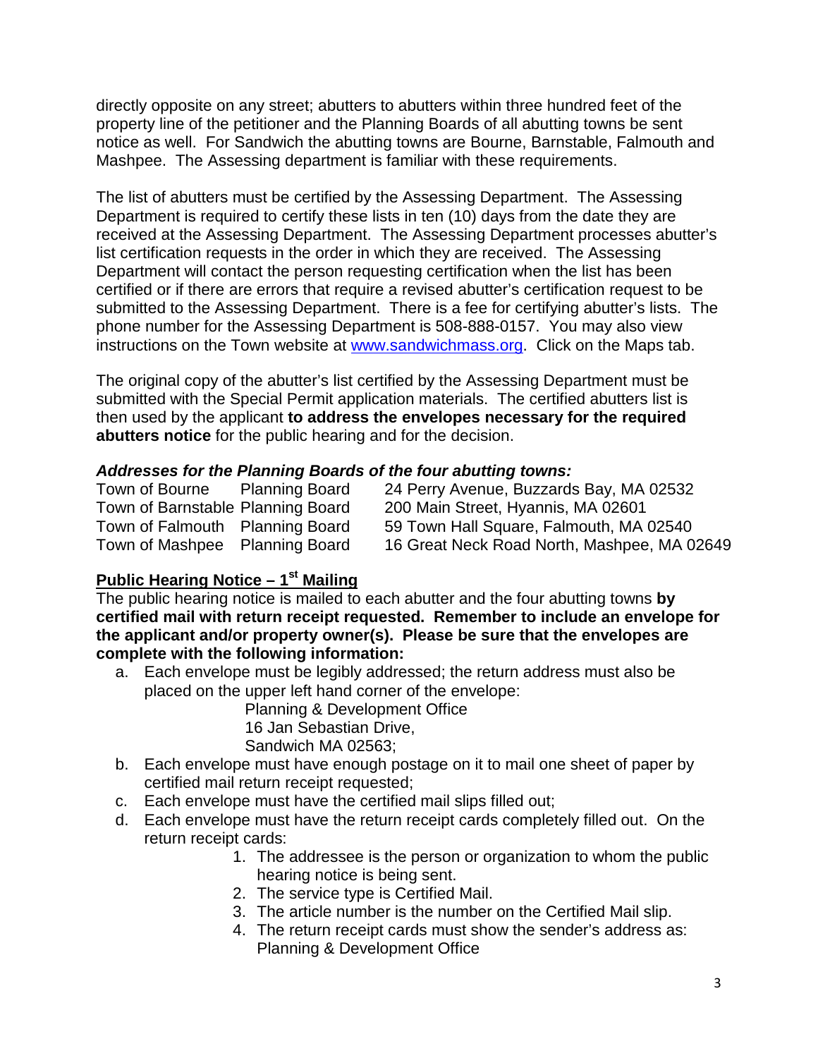directly opposite on any street; abutters to abutters within three hundred feet of the property line of the petitioner and the Planning Boards of all abutting towns be sent notice as well. For Sandwich the abutting towns are Bourne, Barnstable, Falmouth and Mashpee. The Assessing department is familiar with these requirements.

The list of abutters must be certified by the Assessing Department. The Assessing Department is required to certify these lists in ten (10) days from the date they are received at the Assessing Department. The Assessing Department processes abutter's list certification requests in the order in which they are received. The Assessing Department will contact the person requesting certification when the list has been certified or if there are errors that require a revised abutter's certification request to be submitted to the Assessing Department. There is a fee for certifying abutter's lists. The phone number for the Assessing Department is 508-888-0157. You may also view instructions on the Town website at [www.sandwichmass.org](www.sandwichmass.org). Click on the Maps tab.

The original copy of the abutter's list certified by the Assessing Department must be submitted with the Special Permit application materials. The certified abutters list is then used by the applicant **to address the envelopes necessary for the required abutters notice** for the public hearing and for the decision.

***Addresses for the Planning Boards of the four abutting towns:***

| | | |
|---|---|---|
| Town of Bourne | Planning Board | 24 Perry Avenue, Buzzards Bay, MA 02532 |
| Town of Barnstable | Planning Board | 200 Main Street, Hyannis, MA 02601 |
| Town of Falmouth | Planning Board | 59 Town Hall Square, Falmouth, MA 02540 |
| Town of Mashpee | Planning Board | 16 Great Neck Road North, Mashpee, MA 02649 |

**<u>Public Hearing Notice – 1st Mailing</u>**

The public hearing notice is mailed to each abutter and the four abutting towns **by certified mail with return receipt requested. Remember to include an envelope for the applicant and/or property owner(s). Please be sure that the envelopes are complete with the following information:**

a. Each envelope must be legibly addressed; the return address must also be placed on the upper left hand corner of the envelope:

   Planning & Development Office
   16 Jan Sebastian Drive,
   Sandwich MA 02563;

b. Each envelope must have enough postage on it to mail one sheet of paper by certified mail return receipt requested;
c. Each envelope must have the certified mail slips filled out;
d. Each envelope must have the return receipt cards completely filled out. On the return receipt cards:
   1. The addressee is the person or organization to whom the public hearing notice is being sent.
   2. The service type is Certified Mail.
   3. The article number is the number on the Certified Mail slip.
   4. The return receipt cards must show the sender's address as: Planning & Development Office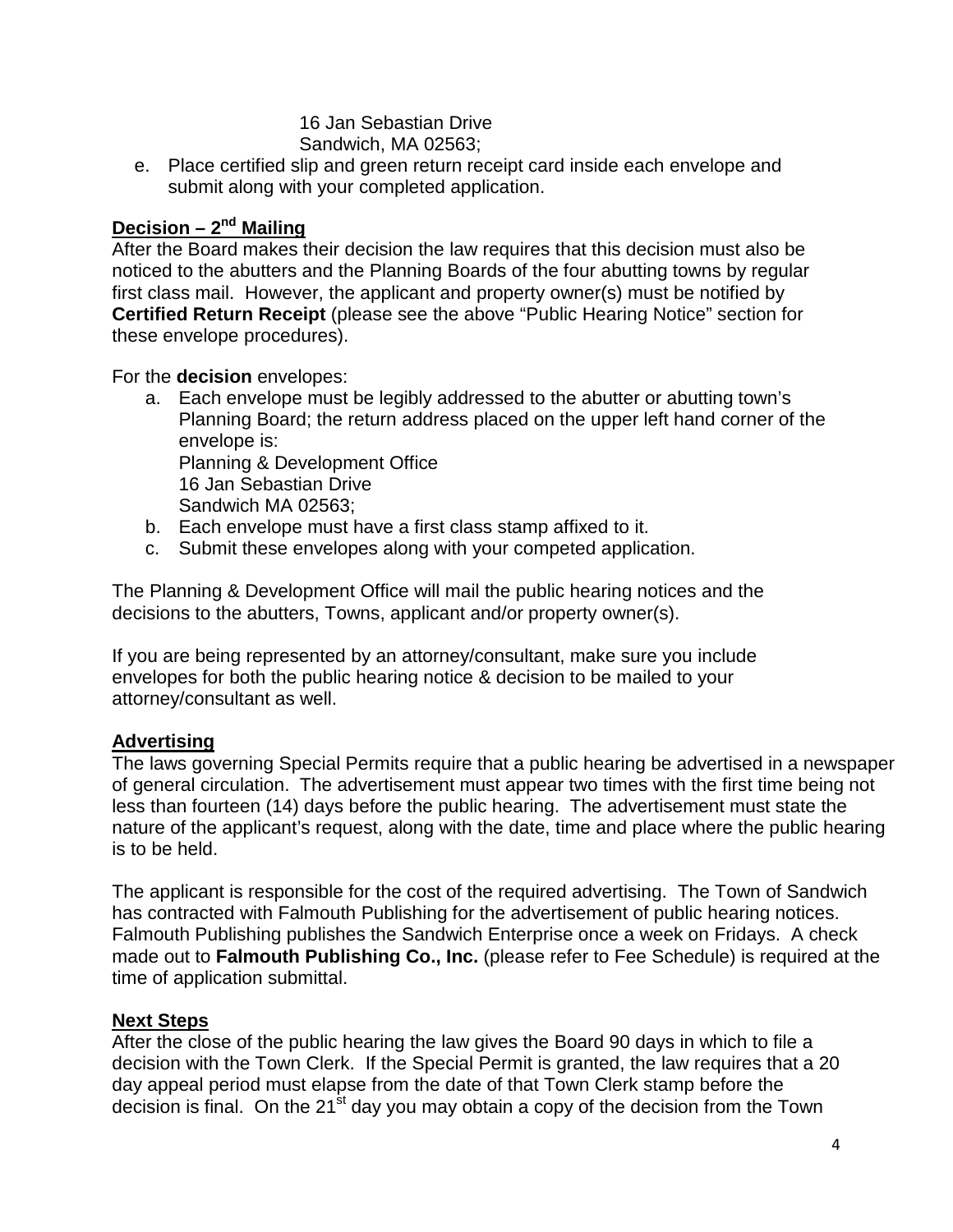16 Jan Sebastian Drive
Sandwich, MA 02563;

e. Place certified slip and green return receipt card inside each envelope and submit along with your completed application.

## Decision – 2nd Mailing

After the Board makes their decision the law requires that this decision must also be noticed to the abutters and the Planning Boards of the four abutting towns by regular first class mail. However, the applicant and property owner(s) must be notified by **Certified Return Receipt** (please see the above "Public Hearing Notice" section for these envelope procedures).

For the **decision** envelopes:

a. Each envelope must be legibly addressed to the abutter or abutting town's Planning Board; the return address placed on the upper left hand corner of the envelope is:
Planning & Development Office
16 Jan Sebastian Drive
Sandwich MA 02563;
b. Each envelope must have a first class stamp affixed to it.
c. Submit these envelopes along with your competed application.

The Planning & Development Office will mail the public hearing notices and the decisions to the abutters, Towns, applicant and/or property owner(s).

If you are being represented by an attorney/consultant, make sure you include envelopes for both the public hearing notice & decision to be mailed to your attorney/consultant as well.

## Advertising

The laws governing Special Permits require that a public hearing be advertised in a newspaper of general circulation. The advertisement must appear two times with the first time being not less than fourteen (14) days before the public hearing. The advertisement must state the nature of the applicant's request, along with the date, time and place where the public hearing is to be held.

The applicant is responsible for the cost of the required advertising. The Town of Sandwich has contracted with Falmouth Publishing for the advertisement of public hearing notices. Falmouth Publishing publishes the Sandwich Enterprise once a week on Fridays. A check made out to **Falmouth Publishing Co., Inc.** (please refer to Fee Schedule) is required at the time of application submittal.

## Next Steps

After the close of the public hearing the law gives the Board 90 days in which to file a decision with the Town Clerk. If the Special Permit is granted, the law requires that a 20 day appeal period must elapse from the date of that Town Clerk stamp before the decision is final. On the 21st day you may obtain a copy of the decision from the Town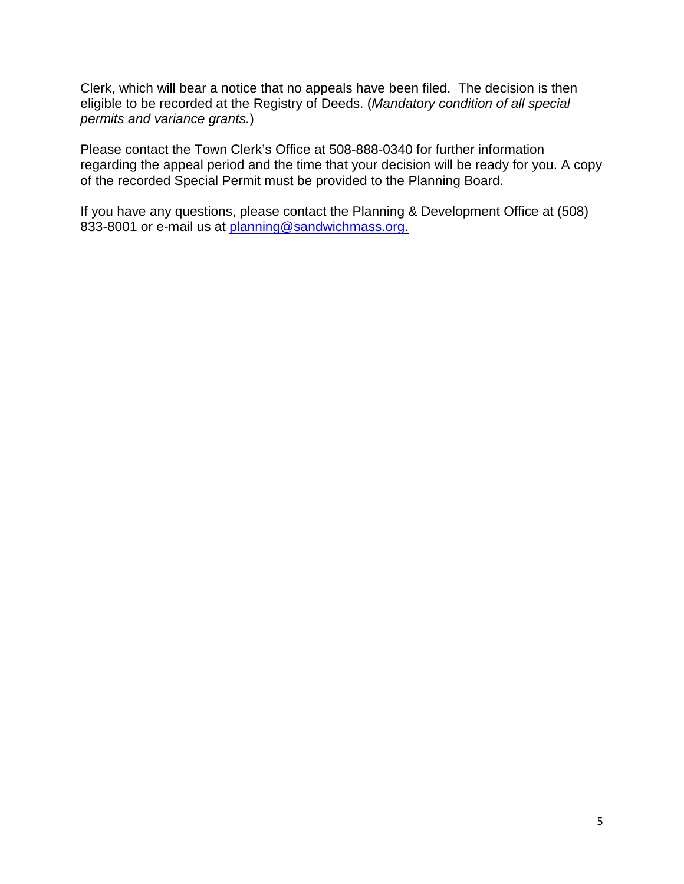Clerk, which will bear a notice that no appeals have been filed. The decision is then eligible to be recorded at the Registry of Deeds. (*Mandatory condition of all special permits and variance grants.*)

Please contact the Town Clerk's Office at 508-888-0340 for further information regarding the appeal period and the time that your decision will be ready for you. A copy of the recorded Special Permit must be provided to the Planning Board.

If you have any questions, please contact the Planning & Development Office at (508) 833-8001 or e-mail us at planning@sandwichmass.org.